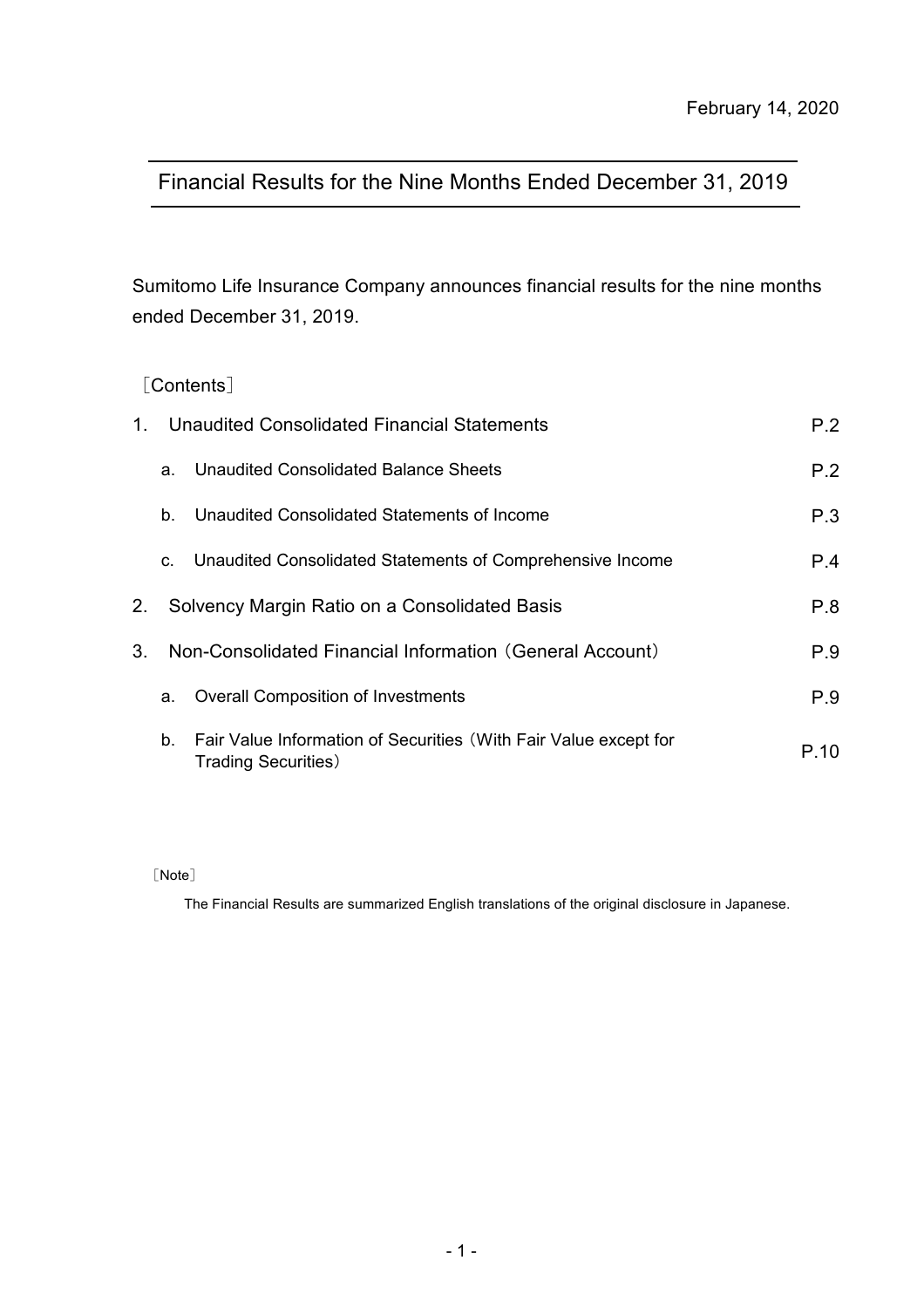February 14, 2020

# Financial Results for the Nine Months Ended December 31, 2019

Sumitomo Life Insurance Company announces financial results for the nine months ended December 31, 2019.

［Contents］

| | | |
|---|---|---|
| 1. | Unaudited Consolidated Financial Statements | P.2 |
| | a. Unaudited Consolidated Balance Sheets | P.2 |
| | b. Unaudited Consolidated Statements of Income | P.3 |
| | c. Unaudited Consolidated Statements of Comprehensive Income | P.4 |
| 2. | Solvency Margin Ratio on a Consolidated Basis | P.8 |
| 3. | Non-Consolidated Financial Information（General Account） | P.9 |
| | a. Overall Composition of Investments | P.9 |
| | b. Fair Value Information of Securities（With Fair Value except for Trading Securities） | P.10 |

［Note］

The Financial Results are summarized English translations of the original disclosure in Japanese.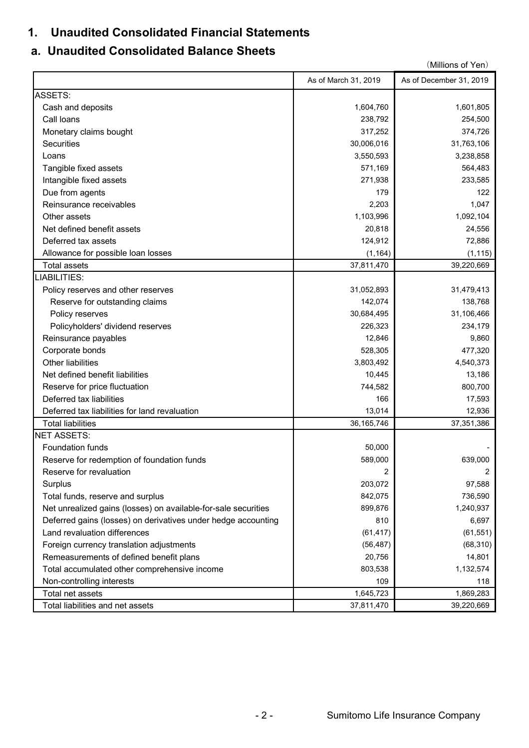# 1. Unaudited Consolidated Financial Statements

## a. Unaudited Consolidated Balance Sheets

(Millions of Yen)

| | As of March 31, 2019 | As of December 31, 2019 |
|---|---|---|
| ASSETS: | | |
| Cash and deposits | 1,604,760 | 1,601,805 |
| Call loans | 238,792 | 254,500 |
| Monetary claims bought | 317,252 | 374,726 |
| Securities | 30,006,016 | 31,763,106 |
| Loans | 3,550,593 | 3,238,858 |
| Tangible fixed assets | 571,169 | 564,483 |
| Intangible fixed assets | 271,938 | 233,585 |
| Due from agents | 179 | 122 |
| Reinsurance receivables | 2,203 | 1,047 |
| Other assets | 1,103,996 | 1,092,104 |
| Net defined benefit assets | 20,818 | 24,556 |
| Deferred tax assets | 124,912 | 72,886 |
| Allowance for possible loan losses | (1,164) | (1,115) |
| Total assets | 37,811,470 | 39,220,669 |
| LIABILITIES: | | |
| Policy reserves and other reserves | 31,052,893 | 31,479,413 |
| Reserve for outstanding claims | 142,074 | 138,768 |
| Policy reserves | 30,684,495 | 31,106,466 |
| Policyholders' dividend reserves | 226,323 | 234,179 |
| Reinsurance payables | 12,846 | 9,860 |
| Corporate bonds | 528,305 | 477,320 |
| Other liabilities | 3,803,492 | 4,540,373 |
| Net defined benefit liabilities | 10,445 | 13,186 |
| Reserve for price fluctuation | 744,582 | 800,700 |
| Deferred tax liabilities | 166 | 17,593 |
| Deferred tax liabilities for land revaluation | 13,014 | 12,936 |
| Total liabilities | 36,165,746 | 37,351,386 |
| NET ASSETS: | | |
| Foundation funds | 50,000 | - |
| Reserve for redemption of foundation funds | 589,000 | 639,000 |
| Reserve for revaluation | 2 | 2 |
| Surplus | 203,072 | 97,588 |
| Total funds, reserve and surplus | 842,075 | 736,590 |
| Net unrealized gains (losses) on available-for-sale securities | 899,876 | 1,240,937 |
| Deferred gains (losses) on derivatives under hedge accounting | 810 | 6,697 |
| Land revaluation differences | (61,417) | (61,551) |
| Foreign currency translation adjustments | (56,487) | (68,310) |
| Remeasurements of defined benefit plans | 20,756 | 14,801 |
| Total accumulated other comprehensive income | 803,538 | 1,132,574 |
| Non-controlling interests | 109 | 118 |
| Total net assets | 1,645,723 | 1,869,283 |
| Total liabilities and net assets | 37,811,470 | 39,220,669 |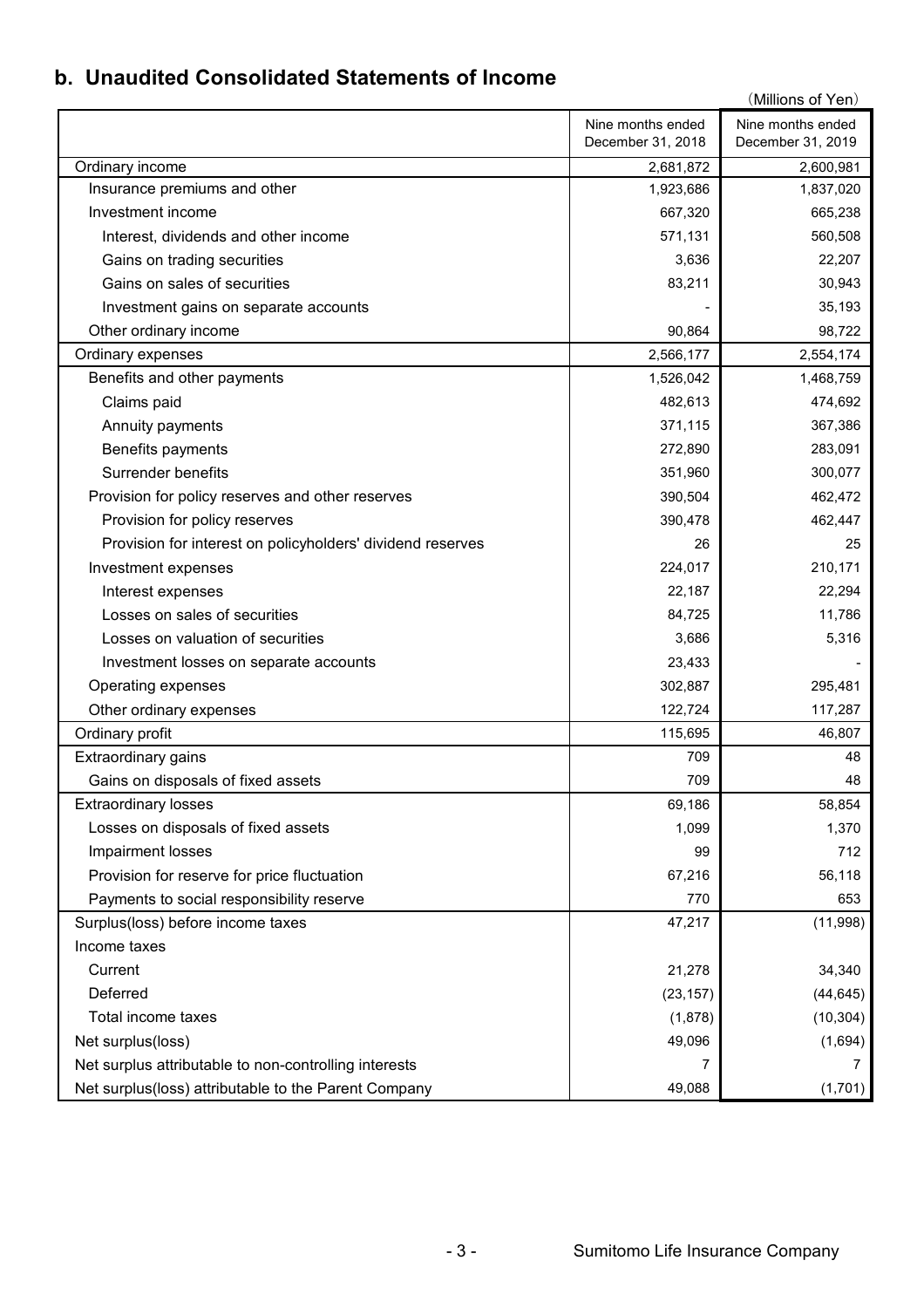## b. Unaudited Consolidated Statements of Income

(Millions of Yen)

| | Nine months ended December 31, 2018 | Nine months ended December 31, 2019 |
|---|---|---|
| Ordinary income | 2,681,872 | 2,600,981 |
| Insurance premiums and other | 1,923,686 | 1,837,020 |
| Investment income | 667,320 | 665,238 |
| Interest, dividends and other income | 571,131 | 560,508 |
| Gains on trading securities | 3,636 | 22,207 |
| Gains on sales of securities | 83,211 | 30,943 |
| Investment gains on separate accounts | - | 35,193 |
| Other ordinary income | 90,864 | 98,722 |
| Ordinary expenses | 2,566,177 | 2,554,174 |
| Benefits and other payments | 1,526,042 | 1,468,759 |
| Claims paid | 482,613 | 474,692 |
| Annuity payments | 371,115 | 367,386 |
| Benefits payments | 272,890 | 283,091 |
| Surrender benefits | 351,960 | 300,077 |
| Provision for policy reserves and other reserves | 390,504 | 462,472 |
| Provision for policy reserves | 390,478 | 462,447 |
| Provision for interest on policyholders' dividend reserves | 26 | 25 |
| Investment expenses | 224,017 | 210,171 |
| Interest expenses | 22,187 | 22,294 |
| Losses on sales of securities | 84,725 | 11,786 |
| Losses on valuation of securities | 3,686 | 5,316 |
| Investment losses on separate accounts | 23,433 | - |
| Operating expenses | 302,887 | 295,481 |
| Other ordinary expenses | 122,724 | 117,287 |
| Ordinary profit | 115,695 | 46,807 |
| Extraordinary gains | 709 | 48 |
| Gains on disposals of fixed assets | 709 | 48 |
| Extraordinary losses | 69,186 | 58,854 |
| Losses on disposals of fixed assets | 1,099 | 1,370 |
| Impairment losses | 99 | 712 |
| Provision for reserve for price fluctuation | 67,216 | 56,118 |
| Payments to social responsibility reserve | 770 | 653 |
| Surplus(loss) before income taxes | 47,217 | (11,998) |
| Income taxes | | |
| Current | 21,278 | 34,340 |
| Deferred | (23,157) | (44,645) |
| Total income taxes | (1,878) | (10,304) |
| Net surplus(loss) | 49,096 | (1,694) |
| Net surplus attributable to non-controlling interests | 7 | 7 |
| Net surplus(loss) attributable to the Parent Company | 49,088 | (1,701) |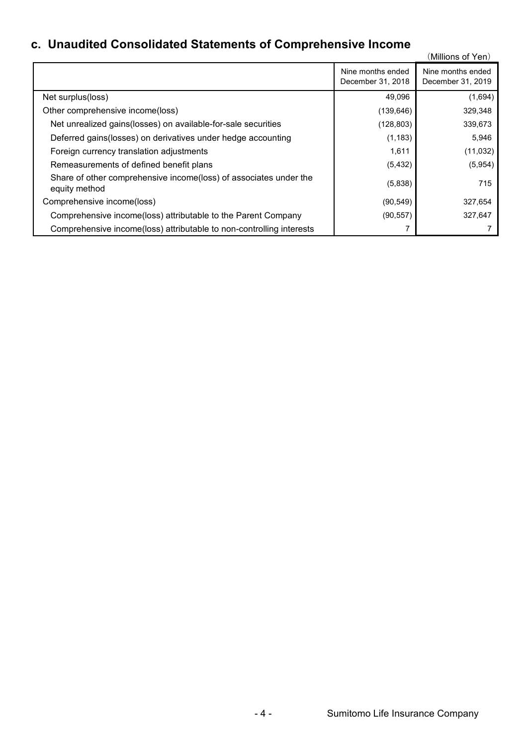## c. Unaudited Consolidated Statements of Comprehensive Income

(Millions of Yen)

| | Nine months ended December 31, 2018 | Nine months ended December 31, 2019 |
|---|---|---|
| Net surplus(loss) | 49,096 | (1,694) |
| Other comprehensive income(loss) | (139,646) | 329,348 |
| Net unrealized gains(losses) on available-for-sale securities | (128,803) | 339,673 |
| Deferred gains(losses) on derivatives under hedge accounting | (1,183) | 5,946 |
| Foreign currency translation adjustments | 1,611 | (11,032) |
| Remeasurements of defined benefit plans | (5,432) | (5,954) |
| Share of other comprehensive income(loss) of associates under the equity method | (5,838) | 715 |
| Comprehensive income(loss) | (90,549) | 327,654 |
| Comprehensive income(loss) attributable to the Parent Company | (90,557) | 327,647 |
| Comprehensive income(loss) attributable to non-controlling interests | 7 | 7 |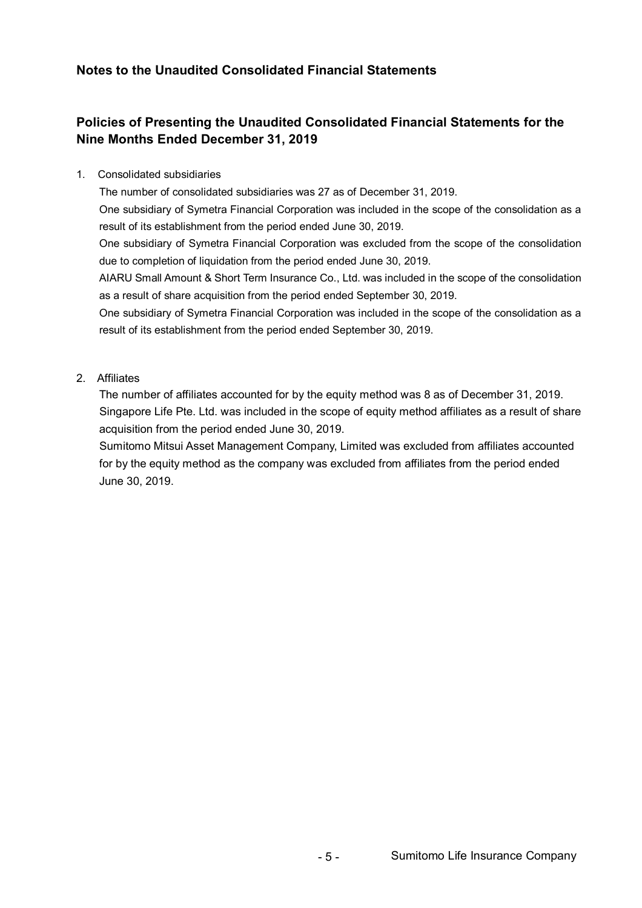## Notes to the Unaudited Consolidated Financial Statements

## Policies of Presenting the Unaudited Consolidated Financial Statements for the Nine Months Ended December 31, 2019

1. Consolidated subsidiaries

   The number of consolidated subsidiaries was 27 as of December 31, 2019.

   One subsidiary of Symetra Financial Corporation was included in the scope of the consolidation as a result of its establishment from the period ended June 30, 2019.

   One subsidiary of Symetra Financial Corporation was excluded from the scope of the consolidation due to completion of liquidation from the period ended June 30, 2019.

   AIARU Small Amount & Short Term Insurance Co., Ltd. was included in the scope of the consolidation as a result of share acquisition from the period ended September 30, 2019.

   One subsidiary of Symetra Financial Corporation was included in the scope of the consolidation as a result of its establishment from the period ended September 30, 2019.

2. Affiliates

   The number of affiliates accounted for by the equity method was 8 as of December 31, 2019.

   Singapore Life Pte. Ltd. was included in the scope of equity method affiliates as a result of share acquisition from the period ended June 30, 2019.

   Sumitomo Mitsui Asset Management Company, Limited was excluded from affiliates accounted for by the equity method as the company was excluded from affiliates from the period ended June 30, 2019.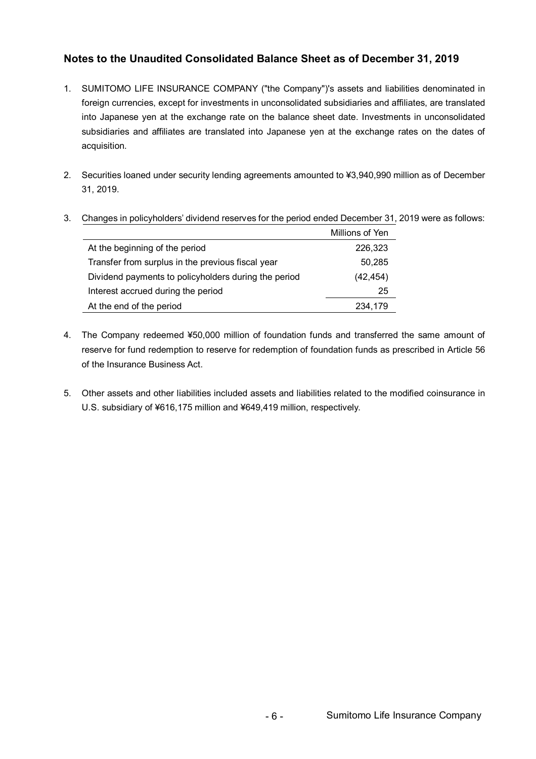## Notes to the Unaudited Consolidated Balance Sheet as of December 31, 2019

1. SUMITOMO LIFE INSURANCE COMPANY ("the Company")'s assets and liabilities denominated in foreign currencies, except for investments in unconsolidated subsidiaries and affiliates, are translated into Japanese yen at the exchange rate on the balance sheet date. Investments in unconsolidated subsidiaries and affiliates are translated into Japanese yen at the exchange rates on the dates of acquisition.

2. Securities loaned under security lending agreements amounted to ¥3,940,990 million as of December 31, 2019.

3. Changes in policyholders' dividend reserves for the period ended December 31, 2019 were as follows:

| | Millions of Yen |
|---|---|
| At the beginning of the period | 226,323 |
| Transfer from surplus in the previous fiscal year | 50,285 |
| Dividend payments to policyholders during the period | (42,454) |
| Interest accrued during the period | 25 |
| At the end of the period | 234,179 |

4. The Company redeemed ¥50,000 million of foundation funds and transferred the same amount of reserve for fund redemption to reserve for redemption of foundation funds as prescribed in Article 56 of the Insurance Business Act.

5. Other assets and other liabilities included assets and liabilities related to the modified coinsurance in U.S. subsidiary of ¥616,175 million and ¥649,419 million, respectively.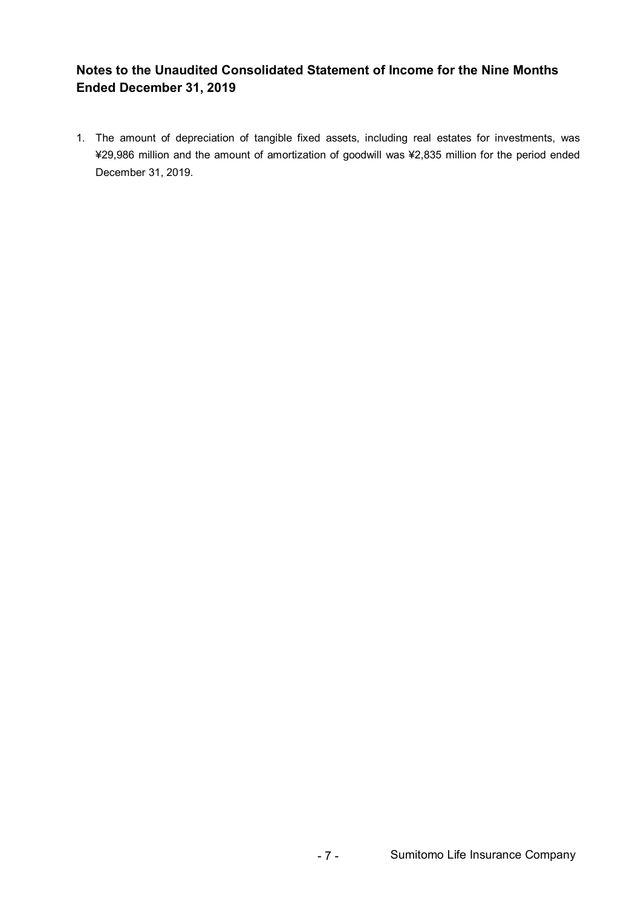## Notes to the Unaudited Consolidated Statement of Income for the Nine Months Ended December 31, 2019

1. The amount of depreciation of tangible fixed assets, including real estates for investments, was ¥29,986 million and the amount of amortization of goodwill was ¥2,835 million for the period ended December 31, 2019.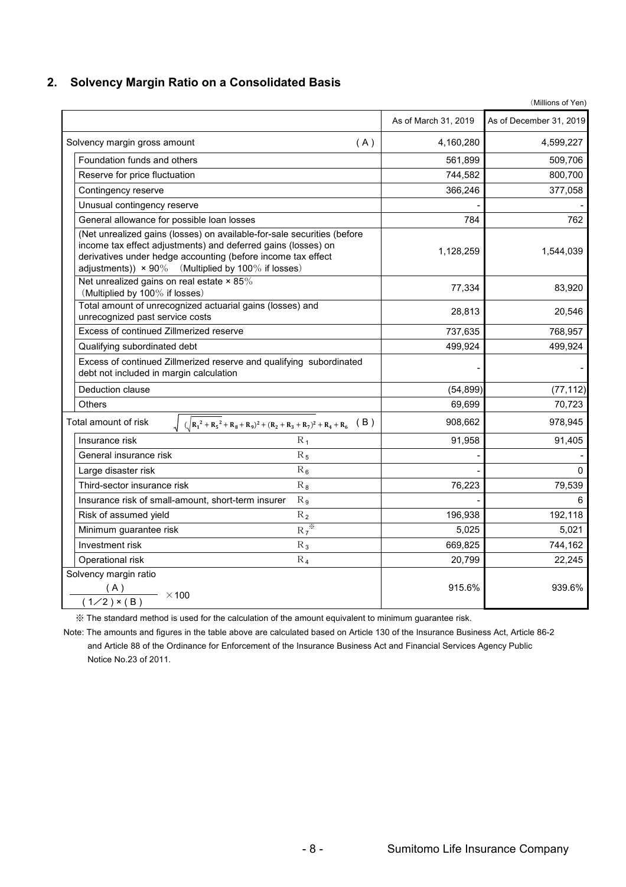## 2. Solvency Margin Ratio on a Consolidated Basis

（Millions of Yen）

| | | As of March 31, 2019 | As of December 31, 2019 |
|---|---|---|---|
| Solvency margin gross amount | (A) | 4,160,280 | 4,599,227 |
| Foundation funds and others | | 561,899 | 509,706 |
| Reserve for price fluctuation | | 744,582 | 800,700 |
| Contingency reserve | | 366,246 | 377,058 |
| Unusual contingency reserve | | - | - |
| General allowance for possible loan losses | | 784 | 762 |
| (Net unrealized gains (losses) on available-for-sale securities (before income tax effect adjustments) and deferred gains (losses) on derivatives under hedge accounting (before income tax effect adjustments)) × 90%　(Multiplied by 100% if losses) | | 1,128,259 | 1,544,039 |
| Net unrealized gains on real estate × 85%（Multiplied by 100% if losses） | | 77,334 | 83,920 |
| Total amount of unrecognized actuarial gains (losses) and unrecognized past service costs | | 28,813 | 20,546 |
| Excess of continued Zillmerized reserve | | 737,635 | 768,957 |
| Qualifying subordinated debt | | 499,924 | 499,924 |
| Excess of continued Zillmerized reserve and qualifying subordinated debt not included in margin calculation | | - | - |
| Deduction clause | | (54,899) | (77,112) |
| Others | | 69,699 | 70,723 |
| Total amount of risk　$\sqrt{(\sqrt{R_1^2 + R_5^2} + R_8 + R_9)^2 + (R_2 + R_3 + R_7)^2} + R_4 + R_6$ | (B) | 908,662 | 978,945 |
| Insurance risk | $R_1$ | 91,958 | 91,405 |
| General insurance risk | $R_5$ | - | - |
| Large disaster risk | $R_6$ | - | 0 |
| Third-sector insurance risk | $R_8$ | 76,223 | 79,539 |
| Insurance risk of small-amount, short-term insurer | $R_9$ | - | 6 |
| Risk of assumed yield | $R_2$ | 196,938 | 192,118 |
| Minimum guarantee risk | $R_7$※ | 5,025 | 5,021 |
| Investment risk | $R_3$ | 669,825 | 744,162 |
| Operational risk | $R_4$ | 20,799 | 22,245 |
| Solvency margin ratio $\frac{(A)}{(1/2) \times (B)} \times 100$ | | 915.6% | 939.6% |

※ The standard method is used for the calculation of the amount equivalent to minimum guarantee risk.

Note: The amounts and figures in the table above are calculated based on Article 130 of the Insurance Business Act, Article 86-2 and Article 88 of the Ordinance for Enforcement of the Insurance Business Act and Financial Services Agency Public Notice No.23 of 2011.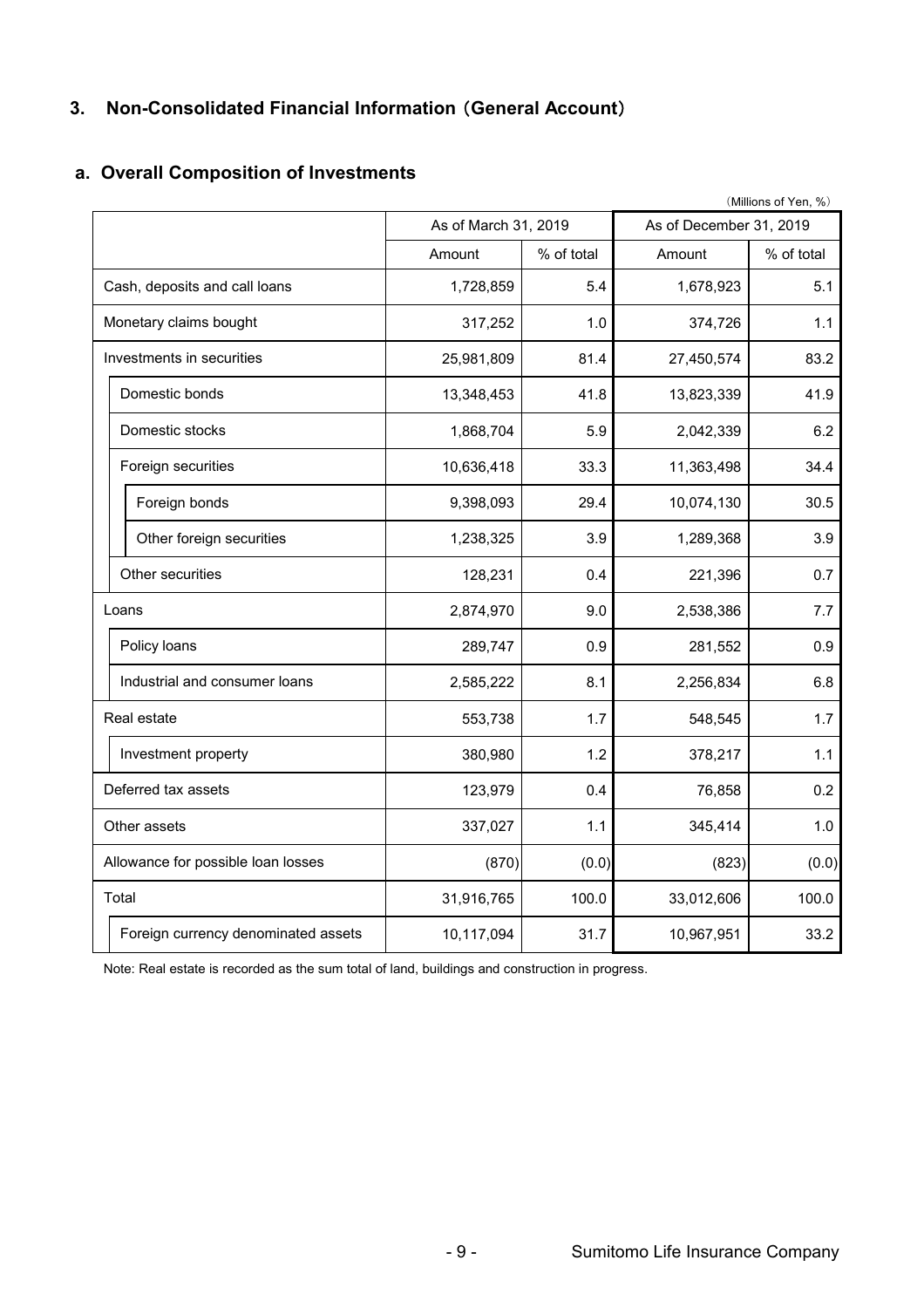## 3. Non-Consolidated Financial Information（General Account）

### a. Overall Composition of Investments

（Millions of Yen, %）

| | As of March 31, 2019 | | As of December 31, 2019 | |
|---|---|---|---|---|
| | Amount | % of total | Amount | % of total |
| Cash, deposits and call loans | 1,728,859 | 5.4 | 1,678,923 | 5.1 |
| Monetary claims bought | 317,252 | 1.0 | 374,726 | 1.1 |
| Investments in securities | 25,981,809 | 81.4 | 27,450,574 | 83.2 |
| Domestic bonds | 13,348,453 | 41.8 | 13,823,339 | 41.9 |
| Domestic stocks | 1,868,704 | 5.9 | 2,042,339 | 6.2 |
| Foreign securities | 10,636,418 | 33.3 | 11,363,498 | 34.4 |
| Foreign bonds | 9,398,093 | 29.4 | 10,074,130 | 30.5 |
| Other foreign securities | 1,238,325 | 3.9 | 1,289,368 | 3.9 |
| Other securities | 128,231 | 0.4 | 221,396 | 0.7 |
| Loans | 2,874,970 | 9.0 | 2,538,386 | 7.7 |
| Policy loans | 289,747 | 0.9 | 281,552 | 0.9 |
| Industrial and consumer loans | 2,585,222 | 8.1 | 2,256,834 | 6.8 |
| Real estate | 553,738 | 1.7 | 548,545 | 1.7 |
| Investment property | 380,980 | 1.2 | 378,217 | 1.1 |
| Deferred tax assets | 123,979 | 0.4 | 76,858 | 0.2 |
| Other assets | 337,027 | 1.1 | 345,414 | 1.0 |
| Allowance for possible loan losses | (870) | (0.0) | (823) | (0.0) |
| Total | 31,916,765 | 100.0 | 33,012,606 | 100.0 |
| Foreign currency denominated assets | 10,117,094 | 31.7 | 10,967,951 | 33.2 |

Note: Real estate is recorded as the sum total of land, buildings and construction in progress.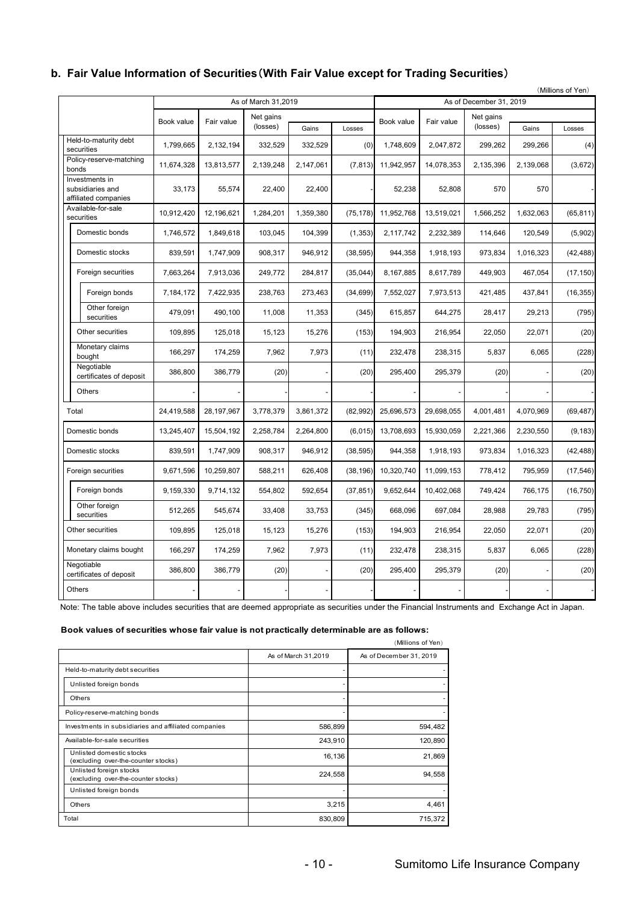## b. Fair Value Information of Securities (With Fair Value except for Trading Securities)

(Millions of Yen)

| | As of March 31,2019 | | | | | As of December 31, 2019 | | | | |
|---|---|---|---|---|---|---|---|---|---|---|
| | Book value | Fair value | Net gains (losses) | Gains | Losses | Book value | Fair value | Net gains (losses) | Gains | Losses |
| Held-to-maturity debt securities | 1,799,665 | 2,132,194 | 332,529 | 332,529 | (0) | 1,748,609 | 2,047,872 | 299,262 | 299,266 | (4) |
| Policy-reserve-matching bonds | 11,674,328 | 13,813,577 | 2,139,248 | 2,147,061 | (7,813) | 11,942,957 | 14,078,353 | 2,135,396 | 2,139,068 | (3,672) |
| Investments in subsidiaries and affiliated companies | 33,173 | 55,574 | 22,400 | 22,400 | - | 52,238 | 52,808 | 570 | 570 | - |
| Available-for-sale securities | 10,912,420 | 12,196,621 | 1,284,201 | 1,359,380 | (75,178) | 11,952,768 | 13,519,021 | 1,566,252 | 1,632,063 | (65,811) |
| Domestic bonds | 1,746,572 | 1,849,618 | 103,045 | 104,399 | (1,353) | 2,117,742 | 2,232,389 | 114,646 | 120,549 | (5,902) |
| Domestic stocks | 839,591 | 1,747,909 | 908,317 | 946,912 | (38,595) | 944,358 | 1,918,193 | 973,834 | 1,016,323 | (42,488) |
| Foreign securities | 7,663,264 | 7,913,036 | 249,772 | 284,817 | (35,044) | 8,167,885 | 8,617,789 | 449,903 | 467,054 | (17,150) |
| Foreign bonds | 7,184,172 | 7,422,935 | 238,763 | 273,463 | (34,699) | 7,552,027 | 7,973,513 | 421,485 | 437,841 | (16,355) |
| Other foreign securities | 479,091 | 490,100 | 11,008 | 11,353 | (345) | 615,857 | 644,275 | 28,417 | 29,213 | (795) |
| Other securities | 109,895 | 125,018 | 15,123 | 15,276 | (153) | 194,903 | 216,954 | 22,050 | 22,071 | (20) |
| Monetary claims bought | 166,297 | 174,259 | 7,962 | 7,973 | (11) | 232,478 | 238,315 | 5,837 | 6,065 | (228) |
| Negotiable certificates of deposit | 386,800 | 386,779 | (20) | - | (20) | 295,400 | 295,379 | (20) | - | (20) |
| Others | - | - | - | - | - | - | - | - | - | - |
| Total | 24,419,588 | 28,197,967 | 3,778,379 | 3,861,372 | (82,992) | 25,696,573 | 29,698,055 | 4,001,481 | 4,070,969 | (69,487) |
| Domestic bonds | 13,245,407 | 15,504,192 | 2,258,784 | 2,264,800 | (6,015) | 13,708,693 | 15,930,059 | 2,221,366 | 2,230,550 | (9,183) |
| Domestic stocks | 839,591 | 1,747,909 | 908,317 | 946,912 | (38,595) | 944,358 | 1,918,193 | 973,834 | 1,016,323 | (42,488) |
| Foreign securities | 9,671,596 | 10,259,807 | 588,211 | 626,408 | (38,196) | 10,320,740 | 11,099,153 | 778,412 | 795,959 | (17,546) |
| Foreign bonds | 9,159,330 | 9,714,132 | 554,802 | 592,654 | (37,851) | 9,652,644 | 10,402,068 | 749,424 | 766,175 | (16,750) |
| Other foreign securities | 512,265 | 545,674 | 33,408 | 33,753 | (345) | 668,096 | 697,084 | 28,988 | 29,783 | (795) |
| Other securities | 109,895 | 125,018 | 15,123 | 15,276 | (153) | 194,903 | 216,954 | 22,050 | 22,071 | (20) |
| Monetary claims bought | 166,297 | 174,259 | 7,962 | 7,973 | (11) | 232,478 | 238,315 | 5,837 | 6,065 | (228) |
| Negotiable certificates of deposit | 386,800 | 386,779 | (20) | - | (20) | 295,400 | 295,379 | (20) | - | (20) |
| Others | - | - | - | - | - | - | - | - | - | - |

Note: The table above includes securities that are deemed appropriate as securities under the Financial Instruments and Exchange Act in Japan.

**Book values of securities whose fair value is not practically determinable are as follows:**

(Millions of Yen)

| | As of March 31,2019 | As of December 31, 2019 |
|---|---|---|
| Held-to-maturity debt securities | - | - |
| Unlisted foreign bonds | - | - |
| Others | - | - |
| Policy-reserve-matching bonds | - | - |
| Investments in subsidiaries and affiliated companies | 586,899 | 594,482 |
| Available-for-sale securities | 243,910 | 120,890 |
| Unlisted domestic stocks (excluding over-the-counter stocks) | 16,136 | 21,869 |
| Unlisted foreign stocks (excluding over-the-counter stocks) | 224,558 | 94,558 |
| Unlisted foreign bonds | - | - |
| Others | 3,215 | 4,461 |
| Total | 830,809 | 715,372 |

Sumitomo Life Insurance Company